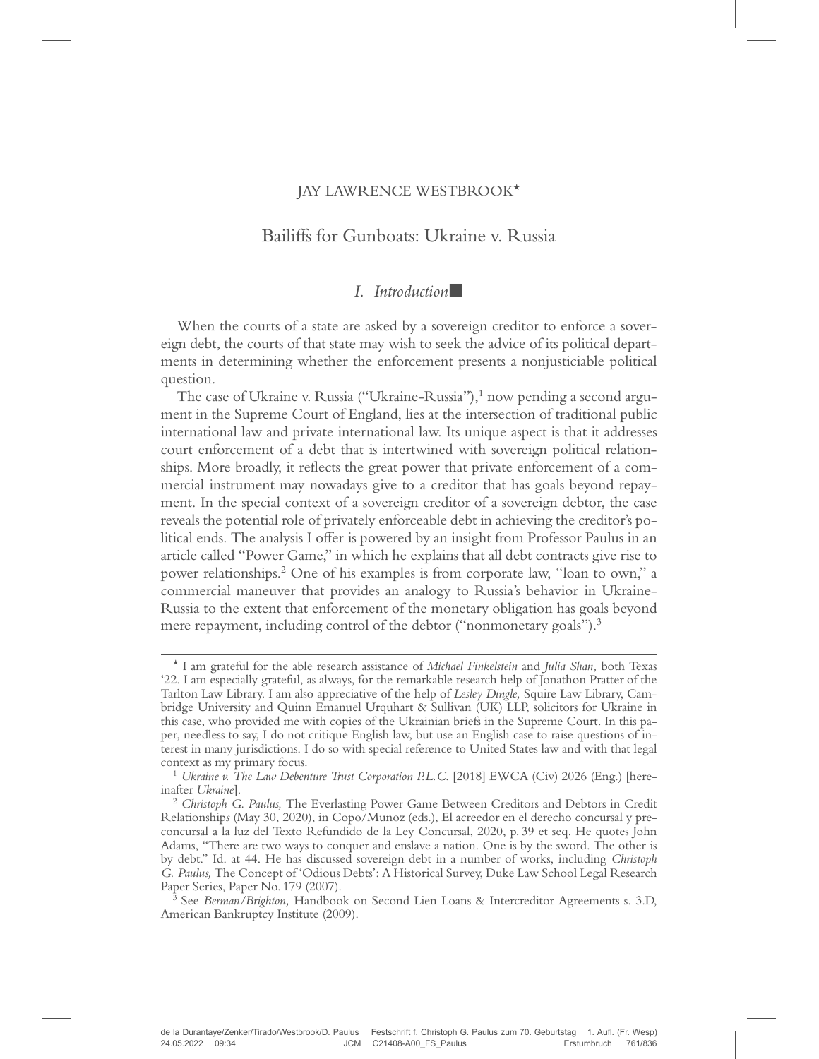JAY LAWRENCE WESTBROOK*

# Bailiffs for Gunboats: Ukraine v. Russia

## *I. Introduction*

When the courts of a state are asked by a sovereign creditor to enforce a sovereign debt, the courts of that state may wish to seek the advice of its political departments in determining whether the enforcement presents a nonjusticiable political question.

The case of Ukraine v. Russia ("Ukraine-Russia"),[1] now pending a second argument in the Supreme Court of England, lies at the intersection of traditional public international law and private international law. Its unique aspect is that it addresses court enforcement of a debt that is intertwined with sovereign political relationships. More broadly, it reflects the great power that private enforcement of a commercial instrument may nowadays give to a creditor that has goals beyond repayment. In the special context of a sovereign creditor of a sovereign debtor, the case reveals the potential role of privately enforceable debt in achieving the creditor's political ends. The analysis I offer is powered by an insight from Professor Paulus in an article called "Power Game," in which he explains that all debt contracts give rise to power relationships.[2] One of his examples is from corporate law, "loan to own," a commercial maneuver that provides an analogy to Russia's behavior in Ukraine-Russia to the extent that enforcement of the monetary obligation has goals beyond mere repayment, including control of the debtor ("nonmonetary goals").[3]

---

\* I am grateful for the able research assistance of *Michael Finkelstein* and *Julia Shan,* both Texas '22. I am especially grateful, as always, for the remarkable research help of Jonathon Pratter of the Tarlton Law Library. I am also appreciative of the help of *Lesley Dingle,* Squire Law Library, Cambridge University and Quinn Emanuel Urquhart & Sullivan (UK) LLP, solicitors for Ukraine in this case, who provided me with copies of the Ukrainian briefs in the Supreme Court. In this paper, needless to say, I do not critique English law, but use an English case to raise questions of interest in many jurisdictions. I do so with special reference to United States law and with that legal context as my primary focus.

[1] *Ukraine v. The Law Debenture Trust Corporation P.L.C.* [2018] EWCA (Civ) 2026 (Eng.) [hereinafter *Ukraine*].

[2] *Christoph G. Paulus,* The Everlasting Power Game Between Creditors and Debtors in Credit Relationship*s* (May 30, 2020), in Copo/Munoz (eds.), El acreedor en el derecho concursal y preconcursal a la luz del Texto Refundido de la Ley Concursal, 2020, p. 39 et seq. He quotes John Adams, "There are two ways to conquer and enslave a nation. One is by the sword. The other is by debt." Id. at 44. He has discussed sovereign debt in a number of works, including *Christoph G. Paulus,* The Concept of 'Odious Debts': A Historical Survey, Duke Law School Legal Research Paper Series, Paper No. 179 (2007).

[3] See *Berman/Brighton,* Handbook on Second Lien Loans & Intercreditor Agreements s. 3.D, American Bankruptcy Institute (2009).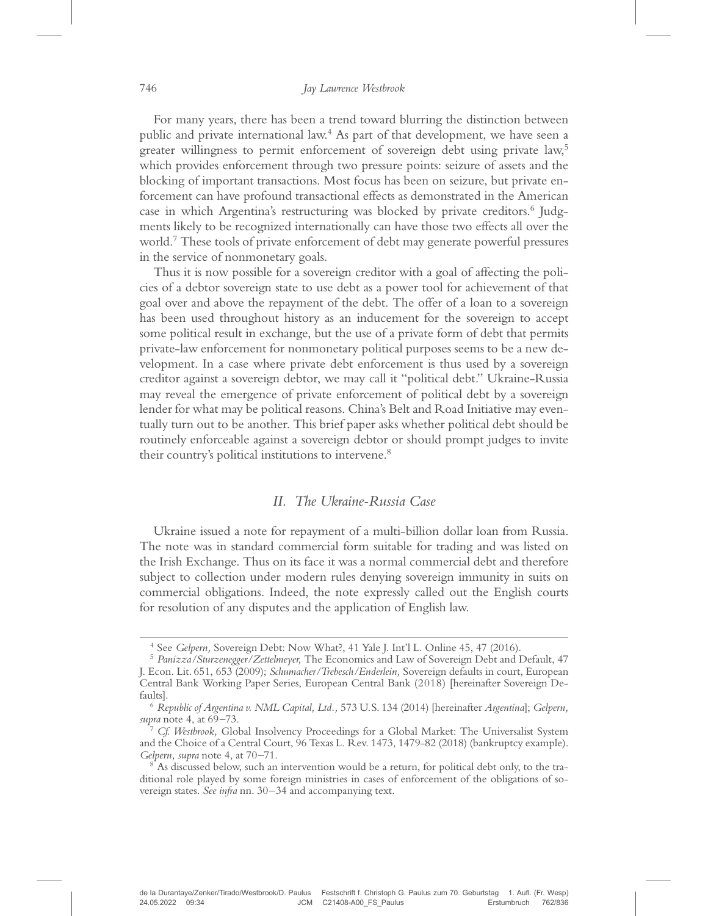For many years, there has been a trend toward blurring the distinction between public and private international law.[4] As part of that development, we have seen a greater willingness to permit enforcement of sovereign debt using private law,[5] which provides enforcement through two pressure points: seizure of assets and the blocking of important transactions. Most focus has been on seizure, but private enforcement can have profound transactional effects as demonstrated in the American case in which Argentina's restructuring was blocked by private creditors.[6] Judgments likely to be recognized internationally can have those two effects all over the world.[7] These tools of private enforcement of debt may generate powerful pressures in the service of nonmonetary goals.

Thus it is now possible for a sovereign creditor with a goal of affecting the policies of a debtor sovereign state to use debt as a power tool for achievement of that goal over and above the repayment of the debt. The offer of a loan to a sovereign has been used throughout history as an inducement for the sovereign to accept some political result in exchange, but the use of a private form of debt that permits private-law enforcement for nonmonetary political purposes seems to be a new development. In a case where private debt enforcement is thus used by a sovereign creditor against a sovereign debtor, we may call it "political debt." Ukraine-Russia may reveal the emergence of private enforcement of political debt by a sovereign lender for what may be political reasons. China's Belt and Road Initiative may eventually turn out to be another. This brief paper asks whether political debt should be routinely enforceable against a sovereign debtor or should prompt judges to invite their country's political institutions to intervene.[8]

## *II. The Ukraine-Russia Case*

Ukraine issued a note for repayment of a multi-billion dollar loan from Russia. The note was in standard commercial form suitable for trading and was listed on the Irish Exchange. Thus on its face it was a normal commercial debt and therefore subject to collection under modern rules denying sovereign immunity in suits on commercial obligations. Indeed, the note expressly called out the English courts for resolution of any disputes and the application of English law.

---

[4] See *Gelpern,* Sovereign Debt: Now What?, 41 Yale J. Int'l L. Online 45, 47 (2016).

[5] *Panizza/Sturzenegger/Zettelmeyer,* The Economics and Law of Sovereign Debt and Default, 47 J. Econ. Lit. 651, 653 (2009); *Schumacher/Trebesch/Enderlein,* Sovereign defaults in court, European Central Bank Working Paper Series, European Central Bank (2018) [hereinafter Sovereign Defaults].

[6] *Republic of Argentina v. NML Capital, Ltd.,* 573 U.S. 134 (2014) [hereinafter *Argentina*]; *Gelpern, supra* note 4, at 69–73.

[7] *Cf. Westbrook,* Global Insolvency Proceedings for a Global Market: The Universalist System and the Choice of a Central Court, 96 Texas L. Rev. 1473, 1479-82 (2018) (bankruptcy example). *Gelpern, supra* note 4, at 70–71.

[8] As discussed below, such an intervention would be a return, for political debt only, to the traditional role played by some foreign ministries in cases of enforcement of the obligations of sovereign states. *See infra* nn. 30–34 and accompanying text.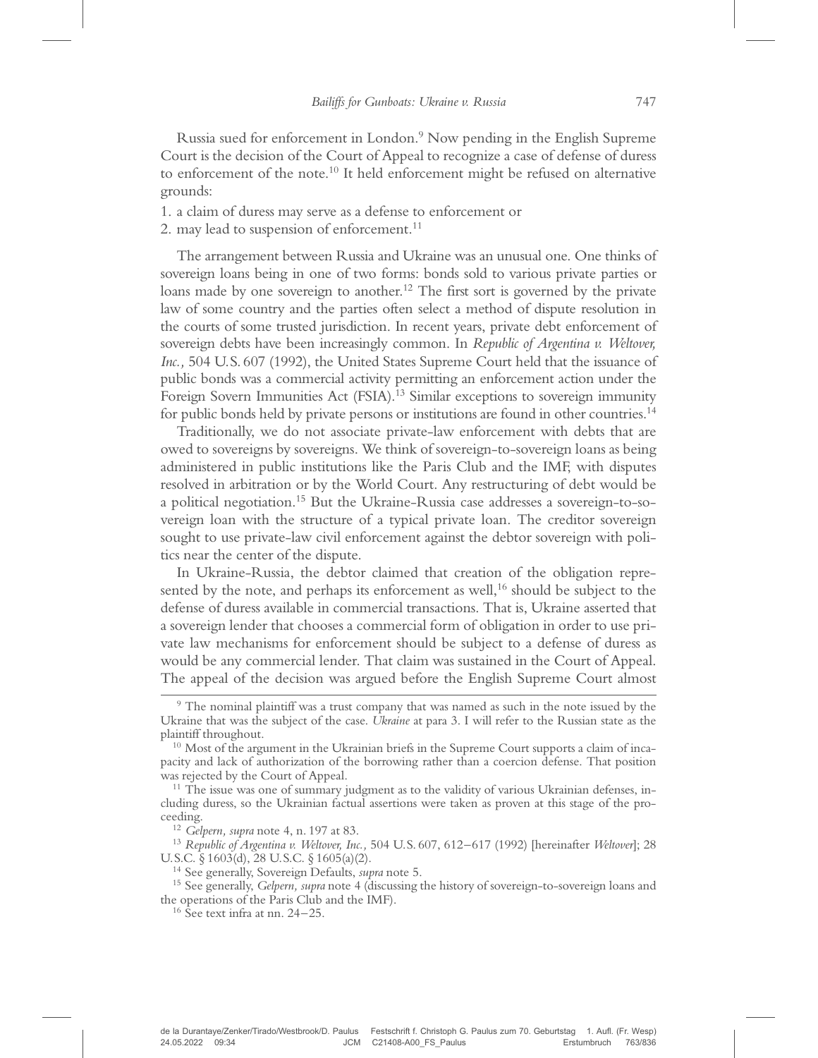Russia sued for enforcement in London.[9] Now pending in the English Supreme Court is the decision of the Court of Appeal to recognize a case of defense of duress to enforcement of the note.[10] It held enforcement might be refused on alternative grounds:

1. a claim of duress may serve as a defense to enforcement or
2. may lead to suspension of enforcement.[11]

The arrangement between Russia and Ukraine was an unusual one. One thinks of sovereign loans being in one of two forms: bonds sold to various private parties or loans made by one sovereign to another.[12] The first sort is governed by the private law of some country and the parties often select a method of dispute resolution in the courts of some trusted jurisdiction. In recent years, private debt enforcement of sovereign debts have been increasingly common. In *Republic of Argentina v. Weltover, Inc.,* 504 U.S. 607 (1992), the United States Supreme Court held that the issuance of public bonds was a commercial activity permitting an enforcement action under the Foreign Sovern Immunities Act (FSIA).[13] Similar exceptions to sovereign immunity for public bonds held by private persons or institutions are found in other countries.[14]

Traditionally, we do not associate private-law enforcement with debts that are owed to sovereigns by sovereigns. We think of sovereign-to-sovereign loans as being administered in public institutions like the Paris Club and the IMF, with disputes resolved in arbitration or by the World Court. Any restructuring of debt would be a political negotiation.[15] But the Ukraine-Russia case addresses a sovereign-to-sovereign loan with the structure of a typical private loan. The creditor sovereign sought to use private-law civil enforcement against the debtor sovereign with politics near the center of the dispute.

In Ukraine-Russia, the debtor claimed that creation of the obligation represented by the note, and perhaps its enforcement as well,[16] should be subject to the defense of duress available in commercial transactions. That is, Ukraine asserted that a sovereign lender that chooses a commercial form of obligation in order to use private law mechanisms for enforcement should be subject to a defense of duress as would be any commercial lender. That claim was sustained in the Court of Appeal. The appeal of the decision was argued before the English Supreme Court almost

---

[9] The nominal plaintiff was a trust company that was named as such in the note issued by the Ukraine that was the subject of the case. *Ukraine* at para 3. I will refer to the Russian state as the plaintiff throughout.

[10] Most of the argument in the Ukrainian briefs in the Supreme Court supports a claim of incapacity and lack of authorization of the borrowing rather than a coercion defense. That position was rejected by the Court of Appeal.

[11] The issue was one of summary judgment as to the validity of various Ukrainian defenses, including duress, so the Ukrainian factual assertions were taken as proven at this stage of the proceeding.

[12] *Gelpern, supra* note 4, n. 197 at 83.

[13] *Republic of Argentina v. Weltover, Inc.,* 504 U.S. 607, 612–617 (1992) [hereinafter *Weltover*]; 28 U.S.C. § 1603(d), 28 U.S.C. § 1605(a)(2).

[14] See generally, Sovereign Defaults, *supra* note 5.

[15] See generally, *Gelpern, supra* note 4 (discussing the history of sovereign-to-sovereign loans and the operations of the Paris Club and the IMF).

[16] See text infra at nn. 24–25.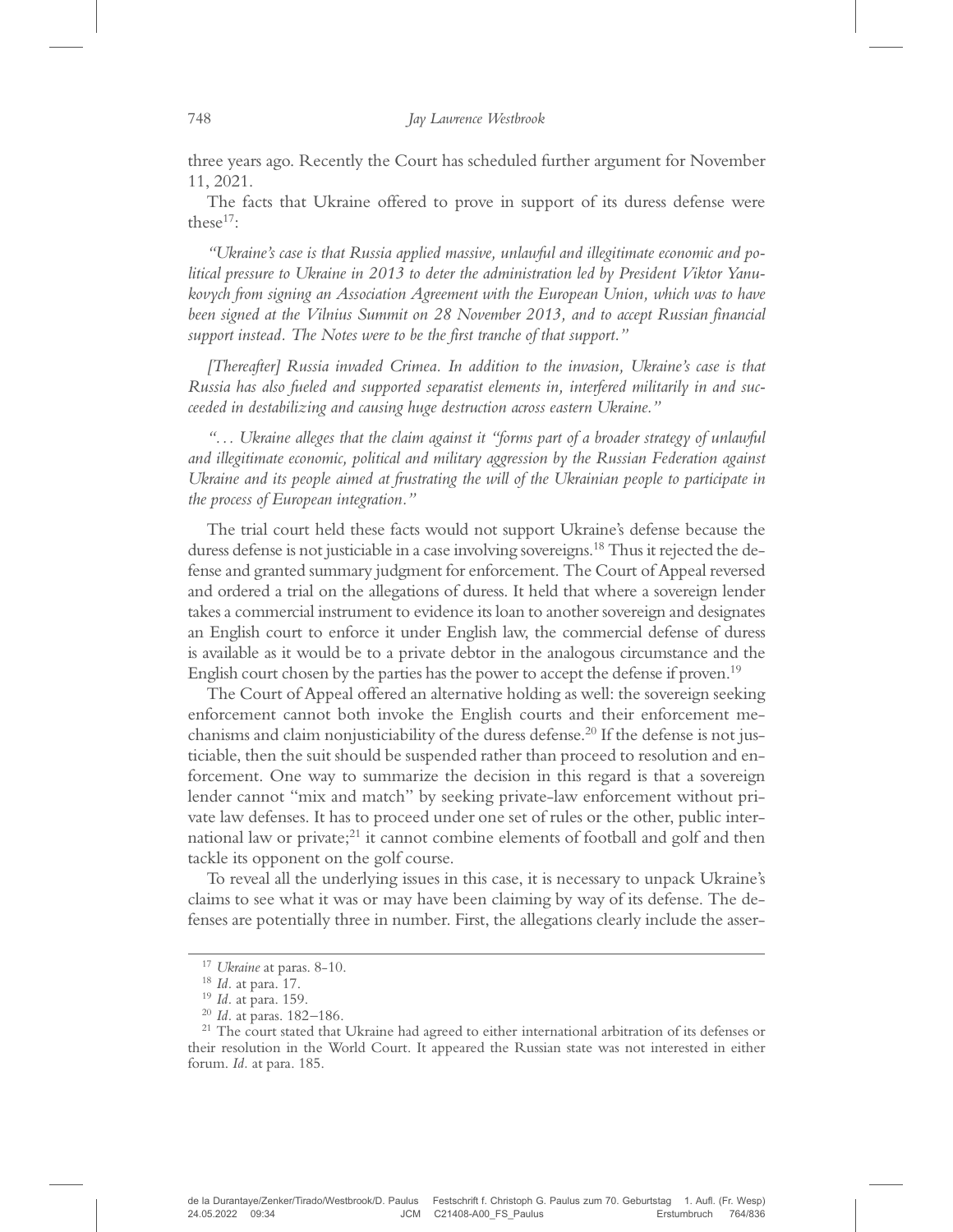three years ago. Recently the Court has scheduled further argument for November 11, 2021.

The facts that Ukraine offered to prove in support of its duress defense were these[17]:

*"Ukraine's case is that Russia applied massive, unlawful and illegitimate economic and political pressure to Ukraine in 2013 to deter the administration led by President Viktor Yanukovych from signing an Association Agreement with the European Union, which was to have been signed at the Vilnius Summit on 28 November 2013, and to accept Russian financial support instead. The Notes were to be the first tranche of that support."*

*[Thereafter] Russia invaded Crimea. In addition to the invasion, Ukraine's case is that Russia has also fueled and supported separatist elements in, interfered militarily in and succeeded in destabilizing and causing huge destruction across eastern Ukraine."*

*"... Ukraine alleges that the claim against it "forms part of a broader strategy of unlawful and illegitimate economic, political and military aggression by the Russian Federation against Ukraine and its people aimed at frustrating the will of the Ukrainian people to participate in the process of European integration."*

The trial court held these facts would not support Ukraine's defense because the duress defense is not justiciable in a case involving sovereigns.[18] Thus it rejected the defense and granted summary judgment for enforcement. The Court of Appeal reversed and ordered a trial on the allegations of duress. It held that where a sovereign lender takes a commercial instrument to evidence its loan to another sovereign and designates an English court to enforce it under English law, the commercial defense of duress is available as it would be to a private debtor in the analogous circumstance and the English court chosen by the parties has the power to accept the defense if proven.[19]

The Court of Appeal offered an alternative holding as well: the sovereign seeking enforcement cannot both invoke the English courts and their enforcement mechanisms and claim nonjusticiability of the duress defense.[20] If the defense is not justiciable, then the suit should be suspended rather than proceed to resolution and enforcement. One way to summarize the decision in this regard is that a sovereign lender cannot "mix and match" by seeking private-law enforcement without private law defenses. It has to proceed under one set of rules or the other, public international law or private;[21] it cannot combine elements of football and golf and then tackle its opponent on the golf course.

To reveal all the underlying issues in this case, it is necessary to unpack Ukraine's claims to see what it was or may have been claiming by way of its defense. The defenses are potentially three in number. First, the allegations clearly include the asser-

---

[17] *Ukraine* at paras. 8-10.

[18] *Id.* at para. 17.

[19] *Id.* at para. 159.

[20] *Id.* at paras. 182–186.

[21] The court stated that Ukraine had agreed to either international arbitration of its defenses or their resolution in the World Court. It appeared the Russian state was not interested in either forum. *Id.* at para. 185.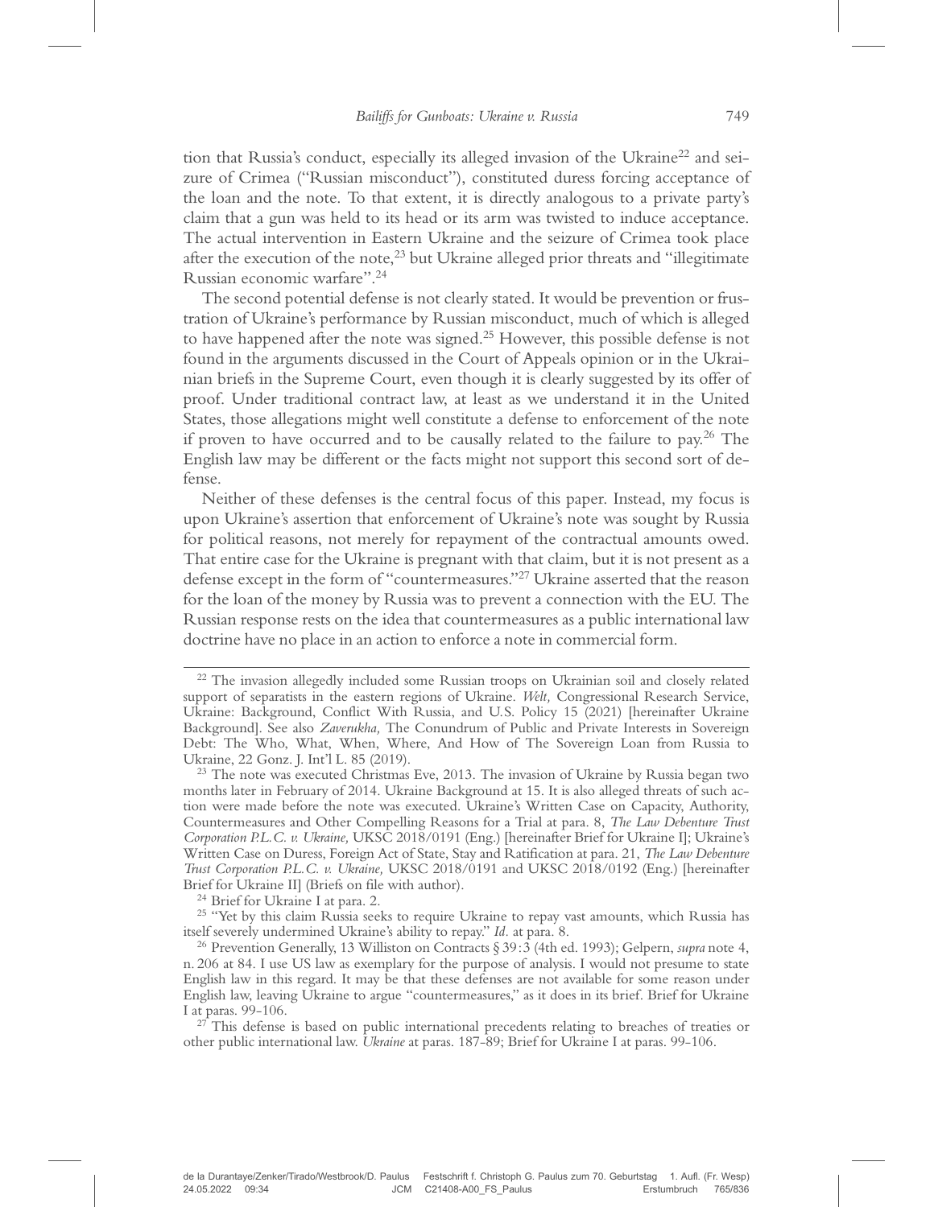tion that Russia's conduct, especially its alleged invasion of the Ukraine[22] and seizure of Crimea ("Russian misconduct"), constituted duress forcing acceptance of the loan and the note. To that extent, it is directly analogous to a private party's claim that a gun was held to its head or its arm was twisted to induce acceptance. The actual intervention in Eastern Ukraine and the seizure of Crimea took place after the execution of the note,[23] but Ukraine alleged prior threats and "illegitimate Russian economic warfare".[24]

The second potential defense is not clearly stated. It would be prevention or frustration of Ukraine's performance by Russian misconduct, much of which is alleged to have happened after the note was signed.[25] However, this possible defense is not found in the arguments discussed in the Court of Appeals opinion or in the Ukrainian briefs in the Supreme Court, even though it is clearly suggested by its offer of proof. Under traditional contract law, at least as we understand it in the United States, those allegations might well constitute a defense to enforcement of the note if proven to have occurred and to be causally related to the failure to pay.[26] The English law may be different or the facts might not support this second sort of defense.

Neither of these defenses is the central focus of this paper. Instead, my focus is upon Ukraine's assertion that enforcement of Ukraine's note was sought by Russia for political reasons, not merely for repayment of the contractual amounts owed. That entire case for the Ukraine is pregnant with that claim, but it is not present as a defense except in the form of "countermeasures."[27] Ukraine asserted that the reason for the loan of the money by Russia was to prevent a connection with the EU. The Russian response rests on the idea that countermeasures as a public international law doctrine have no place in an action to enforce a note in commercial form.

---

[22] The invasion allegedly included some Russian troops on Ukrainian soil and closely related support of separatists in the eastern regions of Ukraine. *Welt,* Congressional Research Service, Ukraine: Background, Conflict With Russia, and U.S. Policy 15 (2021) [hereinafter Ukraine Background]. See also *Zaverukha,* The Conundrum of Public and Private Interests in Sovereign Debt: The Who, What, When, Where, And How of The Sovereign Loan from Russia to Ukraine, 22 Gonz. J. Int'l L. 85 (2019).

[23] The note was executed Christmas Eve, 2013. The invasion of Ukraine by Russia began two months later in February of 2014. Ukraine Background at 15. It is also alleged threats of such action were made before the note was executed. Ukraine's Written Case on Capacity, Authority, Countermeasures and Other Compelling Reasons for a Trial at para. 8, *The Law Debenture Trust Corporation P.L.C. v. Ukraine,* UKSC 2018/0191 (Eng.) [hereinafter Brief for Ukraine I]; Ukraine's Written Case on Duress, Foreign Act of State, Stay and Ratification at para. 21, *The Law Debenture Trust Corporation P.L.C. v. Ukraine,* UKSC 2018/0191 and UKSC 2018/0192 (Eng.) [hereinafter Brief for Ukraine II] (Briefs on file with author).

[24] Brief for Ukraine I at para. 2.

[25] "Yet by this claim Russia seeks to require Ukraine to repay vast amounts, which Russia has itself severely undermined Ukraine's ability to repay." *Id.* at para. 8.

[26] Prevention Generally, 13 Williston on Contracts § 39:3 (4th ed. 1993); Gelpern, *supra* note 4, n. 206 at 84. I use US law as exemplary for the purpose of analysis. I would not presume to state English law in this regard. It may be that these defenses are not available for some reason under English law, leaving Ukraine to argue "countermeasures," as it does in its brief. Brief for Ukraine I at paras. 99-106.

[27] This defense is based on public international precedents relating to breaches of treaties or other public international law. *Ukraine* at paras. 187-89; Brief for Ukraine I at paras. 99-106.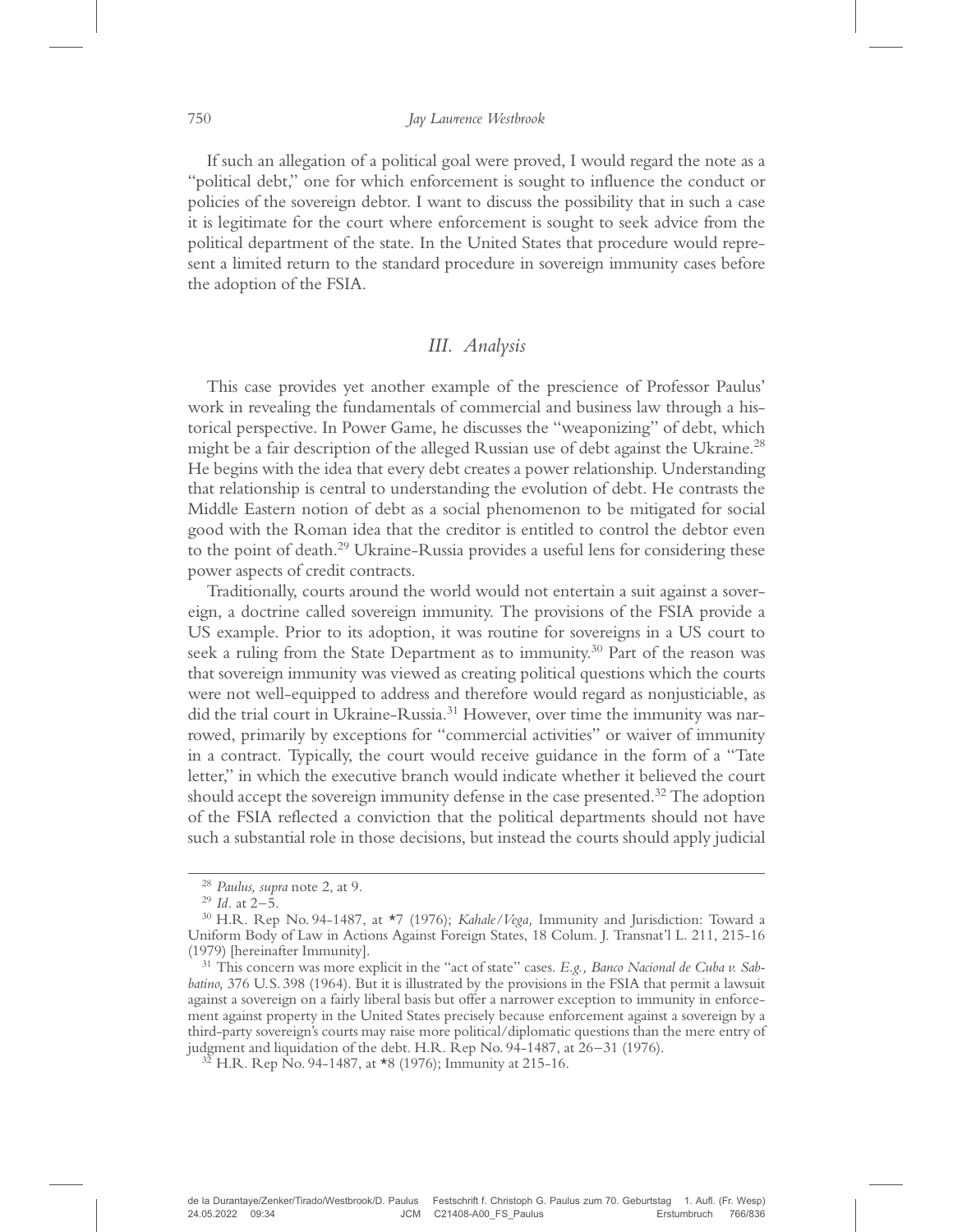If such an allegation of a political goal were proved, I would regard the note as a "political debt," one for which enforcement is sought to influence the conduct or policies of the sovereign debtor. I want to discuss the possibility that in such a case it is legitimate for the court where enforcement is sought to seek advice from the political department of the state. In the United States that procedure would represent a limited return to the standard procedure in sovereign immunity cases before the adoption of the FSIA.

## *III. Analysis*

This case provides yet another example of the prescience of Professor Paulus' work in revealing the fundamentals of commercial and business law through a historical perspective. In Power Game, he discusses the "weaponizing" of debt, which might be a fair description of the alleged Russian use of debt against the Ukraine.[28] He begins with the idea that every debt creates a power relationship. Understanding that relationship is central to understanding the evolution of debt. He contrasts the Middle Eastern notion of debt as a social phenomenon to be mitigated for social good with the Roman idea that the creditor is entitled to control the debtor even to the point of death.[29] Ukraine-Russia provides a useful lens for considering these power aspects of credit contracts.

Traditionally, courts around the world would not entertain a suit against a sovereign, a doctrine called sovereign immunity. The provisions of the FSIA provide a US example. Prior to its adoption, it was routine for sovereigns in a US court to seek a ruling from the State Department as to immunity.[30] Part of the reason was that sovereign immunity was viewed as creating political questions which the courts were not well-equipped to address and therefore would regard as nonjusticiable, as did the trial court in Ukraine-Russia.[31] However, over time the immunity was narrowed, primarily by exceptions for "commercial activities" or waiver of immunity in a contract. Typically, the court would receive guidance in the form of a "Tate letter," in which the executive branch would indicate whether it believed the court should accept the sovereign immunity defense in the case presented.[32] The adoption of the FSIA reflected a conviction that the political departments should not have such a substantial role in those decisions, but instead the courts should apply judicial

---

[28] *Paulus, supra* note 2, at 9.

[29] *Id.* at 2–5.

[30] H.R. Rep No. 94-1487, at *7 (1976); *Kahale/Vega,* Immunity and Jurisdiction: Toward a Uniform Body of Law in Actions Against Foreign States, 18 Colum. J. Transnat'l L. 211, 215-16 (1979) [hereinafter Immunity].

[31] This concern was more explicit in the "act of state" cases. *E.g., Banco Nacional de Cuba v. Sabbatino,* 376 U.S. 398 (1964). But it is illustrated by the provisions in the FSIA that permit a lawsuit against a sovereign on a fairly liberal basis but offer a narrower exception to immunity in enforcement against property in the United States precisely because enforcement against a sovereign by a third-party sovereign's courts may raise more political/diplomatic questions than the mere entry of judgment and liquidation of the debt. H.R. Rep No. 94-1487, at 26–31 (1976).

[32] H.R. Rep No. 94-1487, at *8 (1976); Immunity at 215-16.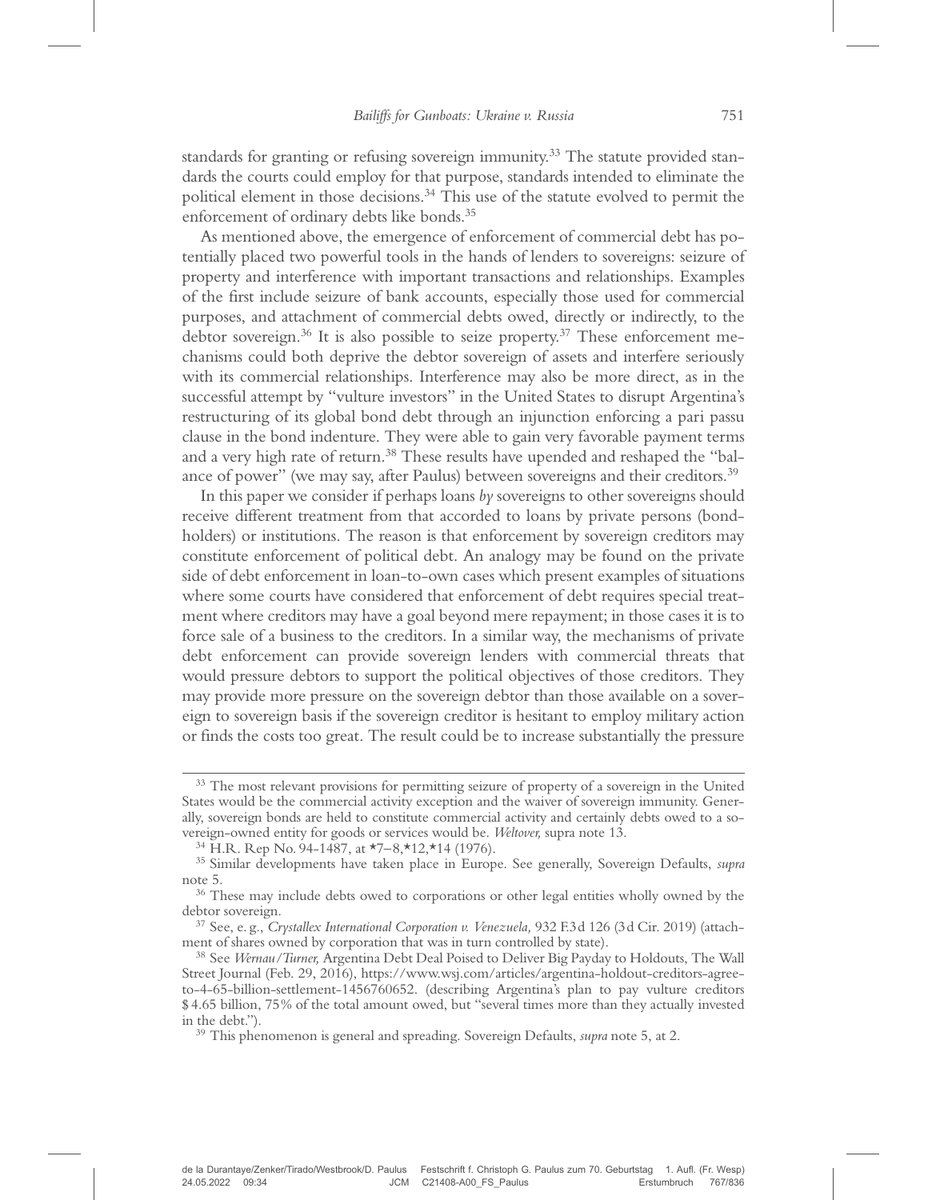standards for granting or refusing sovereign immunity.[33] The statute provided standards the courts could employ for that purpose, standards intended to eliminate the political element in those decisions.[34] This use of the statute evolved to permit the enforcement of ordinary debts like bonds.[35]

As mentioned above, the emergence of enforcement of commercial debt has potentially placed two powerful tools in the hands of lenders to sovereigns: seizure of property and interference with important transactions and relationships. Examples of the first include seizure of bank accounts, especially those used for commercial purposes, and attachment of commercial debts owed, directly or indirectly, to the debtor sovereign.[36] It is also possible to seize property.[37] These enforcement mechanisms could both deprive the debtor sovereign of assets and interfere seriously with its commercial relationships. Interference may also be more direct, as in the successful attempt by "vulture investors" in the United States to disrupt Argentina's restructuring of its global bond debt through an injunction enforcing a pari passu clause in the bond indenture. They were able to gain very favorable payment terms and a very high rate of return.[38] These results have upended and reshaped the "balance of power" (we may say, after Paulus) between sovereigns and their creditors.[39]

In this paper we consider if perhaps loans *by* sovereigns to other sovereigns should receive different treatment from that accorded to loans by private persons (bondholders) or institutions. The reason is that enforcement by sovereign creditors may constitute enforcement of political debt. An analogy may be found on the private side of debt enforcement in loan-to-own cases which present examples of situations where some courts have considered that enforcement of debt requires special treatment where creditors may have a goal beyond mere repayment; in those cases it is to force sale of a business to the creditors. In a similar way, the mechanisms of private debt enforcement can provide sovereign lenders with commercial threats that would pressure debtors to support the political objectives of those creditors. They may provide more pressure on the sovereign debtor than those available on a sovereign to sovereign basis if the sovereign creditor is hesitant to employ military action or finds the costs too great. The result could be to increase substantially the pressure

---

[33] The most relevant provisions for permitting seizure of property of a sovereign in the United States would be the commercial activity exception and the waiver of sovereign immunity. Generally, sovereign bonds are held to constitute commercial activity and certainly debts owed to a sovereign-owned entity for goods or services would be. *Weltover,* supra note 13.

[34] H.R. Rep No. 94-1487, at *7–8,*12,*14 (1976).

[35] Similar developments have taken place in Europe. See generally, Sovereign Defaults, *supra* note 5.

[36] These may include debts owed to corporations or other legal entities wholly owned by the debtor sovereign.

[37] See, e. g., *Crystallex International Corporation v. Venezuela,* 932 F.3d 126 (3d Cir. 2019) (attachment of shares owned by corporation that was in turn controlled by state).

[38] See *Wernau/Turner,* Argentina Debt Deal Poised to Deliver Big Payday to Holdouts, The Wall Street Journal (Feb. 29, 2016), https://www.wsj.com/articles/argentina-holdout-creditors-agree-to-4-65-billion-settlement-1456760652. (describing Argentina's plan to pay vulture creditors $4.65 billion, 75% of the total amount owed, but "several times more than they actually invested in the debt.").

[39] This phenomenon is general and spreading. Sovereign Defaults, *supra* note 5, at 2.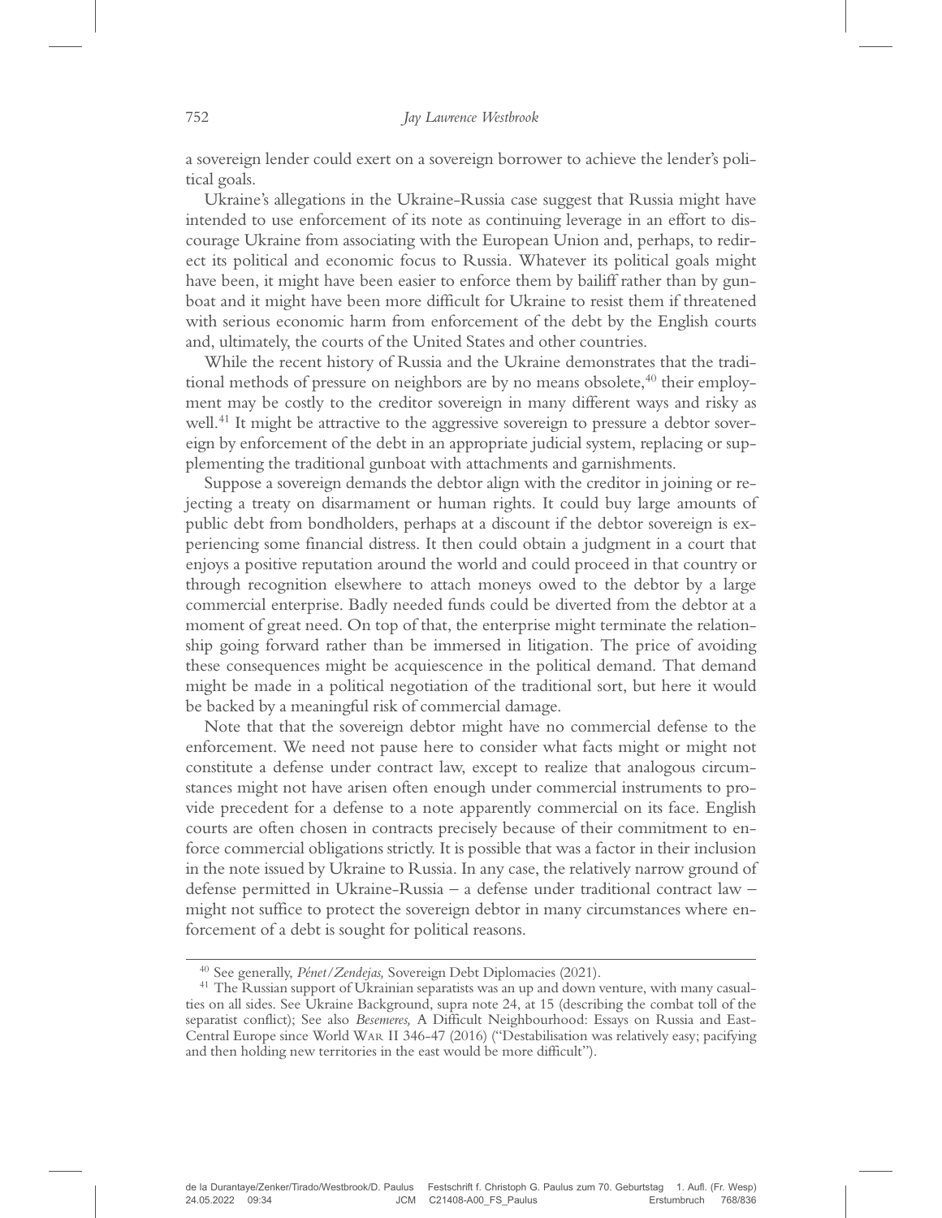a sovereign lender could exert on a sovereign borrower to achieve the lender's political goals.

Ukraine's allegations in the Ukraine-Russia case suggest that Russia might have intended to use enforcement of its note as continuing leverage in an effort to discourage Ukraine from associating with the European Union and, perhaps, to redirect its political and economic focus to Russia. Whatever its political goals might have been, it might have been easier to enforce them by bailiff rather than by gunboat and it might have been more difficult for Ukraine to resist them if threatened with serious economic harm from enforcement of the debt by the English courts and, ultimately, the courts of the United States and other countries.

While the recent history of Russia and the Ukraine demonstrates that the traditional methods of pressure on neighbors are by no means obsolete,[40] their employment may be costly to the creditor sovereign in many different ways and risky as well.[41] It might be attractive to the aggressive sovereign to pressure a debtor sovereign by enforcement of the debt in an appropriate judicial system, replacing or supplementing the traditional gunboat with attachments and garnishments.

Suppose a sovereign demands the debtor align with the creditor in joining or rejecting a treaty on disarmament or human rights. It could buy large amounts of public debt from bondholders, perhaps at a discount if the debtor sovereign is experiencing some financial distress. It then could obtain a judgment in a court that enjoys a positive reputation around the world and could proceed in that country or through recognition elsewhere to attach moneys owed to the debtor by a large commercial enterprise. Badly needed funds could be diverted from the debtor at a moment of great need. On top of that, the enterprise might terminate the relationship going forward rather than be immersed in litigation. The price of avoiding these consequences might be acquiescence in the political demand. That demand might be made in a political negotiation of the traditional sort, but here it would be backed by a meaningful risk of commercial damage.

Note that that the sovereign debtor might have no commercial defense to the enforcement. We need not pause here to consider what facts might or might not constitute a defense under contract law, except to realize that analogous circumstances might not have arisen often enough under commercial instruments to provide precedent for a defense to a note apparently commercial on its face. English courts are often chosen in contracts precisely because of their commitment to enforce commercial obligations strictly. It is possible that was a factor in their inclusion in the note issued by Ukraine to Russia. In any case, the relatively narrow ground of defense permitted in Ukraine-Russia – a defense under traditional contract law – might not suffice to protect the sovereign debtor in many circumstances where enforcement of a debt is sought for political reasons.

---

[40] See generally, *Pénet/Zendejas,* Sovereign Debt Diplomacies (2021).

[41] The Russian support of Ukrainian separatists was an up and down venture, with many casualties on all sides. See Ukraine Background, supra note 24, at 15 (describing the combat toll of the separatist conflict); See also *Besemeres,* A Difficult Neighbourhood: Essays on Russia and East-Central Europe since World War II 346-47 (2016) ("Destabilisation was relatively easy; pacifying and then holding new territories in the east would be more difficult").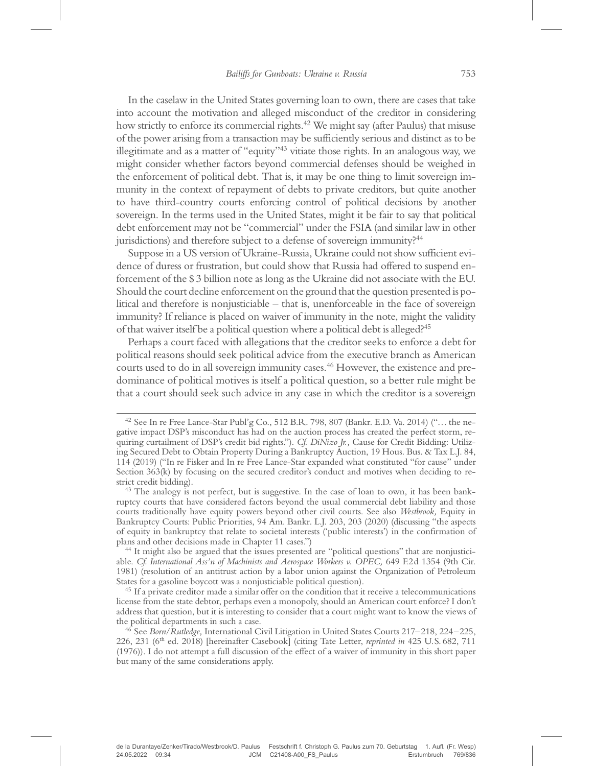In the caselaw in the United States governing loan to own, there are cases that take into account the motivation and alleged misconduct of the creditor in considering how strictly to enforce its commercial rights.[42] We might say (after Paulus) that misuse of the power arising from a transaction may be sufficiently serious and distinct as to be illegitimate and as a matter of "equity"[43] vitiate those rights. In an analogous way, we might consider whether factors beyond commercial defenses should be weighed in the enforcement of political debt. That is, it may be one thing to limit sovereign immunity in the context of repayment of debts to private creditors, but quite another to have third-country courts enforcing control of political decisions by another sovereign. In the terms used in the United States, might it be fair to say that political debt enforcement may not be "commercial" under the FSIA (and similar law in other jurisdictions) and therefore subject to a defense of sovereign immunity?[44]

Suppose in a US version of Ukraine-Russia, Ukraine could not show sufficient evidence of duress or frustration, but could show that Russia had offered to suspend enforcement of the $ 3 billion note as long as the Ukraine did not associate with the EU. Should the court decline enforcement on the ground that the question presented is political and therefore is nonjusticiable – that is, unenforceable in the face of sovereign immunity? If reliance is placed on waiver of immunity in the note, might the validity of that waiver itself be a political question where a political debt is alleged?[45]

Perhaps a court faced with allegations that the creditor seeks to enforce a debt for political reasons should seek political advice from the executive branch as American courts used to do in all sovereign immunity cases.[46] However, the existence and predominance of political motives is itself a political question, so a better rule might be that a court should seek such advice in any case in which the creditor is a sovereign

---

[42] See In re Free Lance-Star Publ'g Co., 512 B.R. 798, 807 (Bankr. E.D. Va. 2014) ("… the negative impact DSP's misconduct has had on the auction process has created the perfect storm, requiring curtailment of DSP's credit bid rights."). *Cf. DiNizo Jr.,* Cause for Credit Bidding: Utilizing Secured Debt to Obtain Property During a Bankruptcy Auction, 19 Hous. Bus. & Tax L.J. 84, 114 (2019) ("In re Fisker and In re Free Lance-Star expanded what constituted "for cause" under Section 363(k) by focusing on the secured creditor's conduct and motives when deciding to restrict credit bidding).

[43] The analogy is not perfect, but is suggestive. In the case of loan to own, it has been bankruptcy courts that have considered factors beyond the usual commercial debt liability and those courts traditionally have equity powers beyond other civil courts. See also *Westbrook,* Equity in Bankruptcy Courts: Public Priorities, 94 Am. Bankr. L.J. 203, 203 (2020) (discussing "the aspects of equity in bankruptcy that relate to societal interests ('public interests') in the confirmation of plans and other decisions made in Chapter 11 cases.")

[44] It might also be argued that the issues presented are "political questions" that are nonjusticiable. *Cf. International Ass'n of Machinists and Aerospace Workers v. OPEC,* 649 F.2d 1354 (9th Cir. 1981) (resolution of an antitrust action by a labor union against the Organization of Petroleum States for a gasoline boycott was a nonjusticiable political question).

[45] If a private creditor made a similar offer on the condition that it receive a telecommunications license from the state debtor, perhaps even a monopoly, should an American court enforce? I don't address that question, but it is interesting to consider that a court might want to know the views of the political departments in such a case.

[46] See *Born/Rutledge,* International Civil Litigation in United States Courts 217–218, 224–225, 226, 231 (6th ed. 2018) [hereinafter Casebook] (citing Tate Letter, *reprinted in* 425 U.S. 682, 711 (1976)). I do not attempt a full discussion of the effect of a waiver of immunity in this short paper but many of the same considerations apply.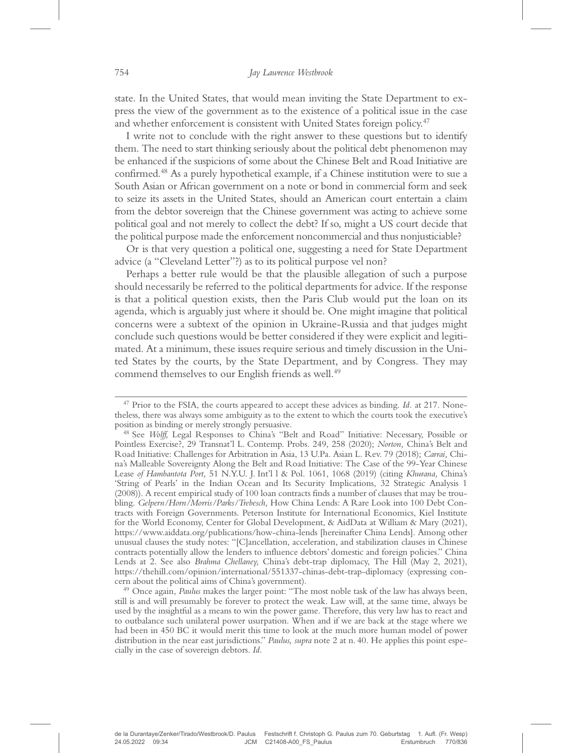state. In the United States, that would mean inviting the State Department to express the view of the government as to the existence of a political issue in the case and whether enforcement is consistent with United States foreign policy.[47]

I write not to conclude with the right answer to these questions but to identify them. The need to start thinking seriously about the political debt phenomenon may be enhanced if the suspicions of some about the Chinese Belt and Road Initiative are confirmed.[48] As a purely hypothetical example, if a Chinese institution were to sue a South Asian or African government on a note or bond in commercial form and seek to seize its assets in the United States, should an American court entertain a claim from the debtor sovereign that the Chinese government was acting to achieve some political goal and not merely to collect the debt? If so, might a US court decide that the political purpose made the enforcement noncommercial and thus nonjusticiable?

Or is that very question a political one, suggesting a need for State Department advice (a "Cleveland Letter"?) as to its political purpose vel non?

Perhaps a better rule would be that the plausible allegation of such a purpose should necessarily be referred to the political departments for advice. If the response is that a political question exists, then the Paris Club would put the loan on its agenda, which is arguably just where it should be. One might imagine that political concerns were a subtext of the opinion in Ukraine-Russia and that judges might conclude such questions would be better considered if they were explicit and legitimated. At a minimum, these issues require serious and timely discussion in the United States by the courts, by the State Department, and by Congress. They may commend themselves to our English friends as well.[49]

---

[47] Prior to the FSIA, the courts appeared to accept these advices as binding. *Id.* at 217. Nonetheless, there was always some ambiguity as to the extent to which the courts took the executive's position as binding or merely strongly persuasive.

[48] See *Wolff,* Legal Responses to China's "Belt and Road" Initiative: Necessary, Possible or Pointless Exercise?, 29 Transnat'l L. Contemp. Probs. 249, 258 (2020); *Norton,* China's Belt and Road Initiative: Challenges for Arbitration in Asia, 13 U.Pa. Asian L. Rev. 79 (2018); *Carrai,* China's Malleable Sovereignty Along the Belt and Road Initiative: The Case of the 99-Year Chinese Lease *of Hambantota Port,* 51 N.Y.U. J. Int'l l & Pol. 1061, 1068 (2019) (citing *Khurana,* China's 'String of Pearls' in the Indian Ocean and Its Security Implications, 32 Strategic Analysis 1 (2008)). A recent empirical study of 100 loan contracts finds a number of clauses that may be troubling. *Gelpern/Horn/Morris/Parks/Trebesch,* How China Lends: A Rare Look into 100 Debt Contracts with Foreign Governments. Peterson Institute for International Economics, Kiel Institute for the World Economy, Center for Global Development, & AidData at William & Mary (2021), https://www.aiddata.org/publications/how-china-lends [hereinafter China Lends]. Among other unusual clauses the study notes: "[C]ancellation, acceleration, and stabilization clauses in Chinese contracts potentially allow the lenders to influence debtors' domestic and foreign policies." China Lends at 2. See also *Brahma Chellaney,* China's debt-trap diplomacy, The Hill (May 2, 2021), https://thehill.com/opinion/international/551337-chinas-debt-trap-diplomacy (expressing concern about the political aims of China's government).

[49] Once again, *Paulus* makes the larger point: "The most noble task of the law has always been, still is and will presumably be forever to protect the weak. Law will, at the same time, always be used by the insightful as a means to win the power game. Therefore, this very law has to react and to outbalance such unilateral power usurpation. When and if we are back at the stage where we had been in 450 BC it would merit this time to look at the much more human model of power distribution in the near east jurisdictions." *Paulus, supra* note 2 at n. 40. He applies this point especially in the case of sovereign debtors. *Id.*